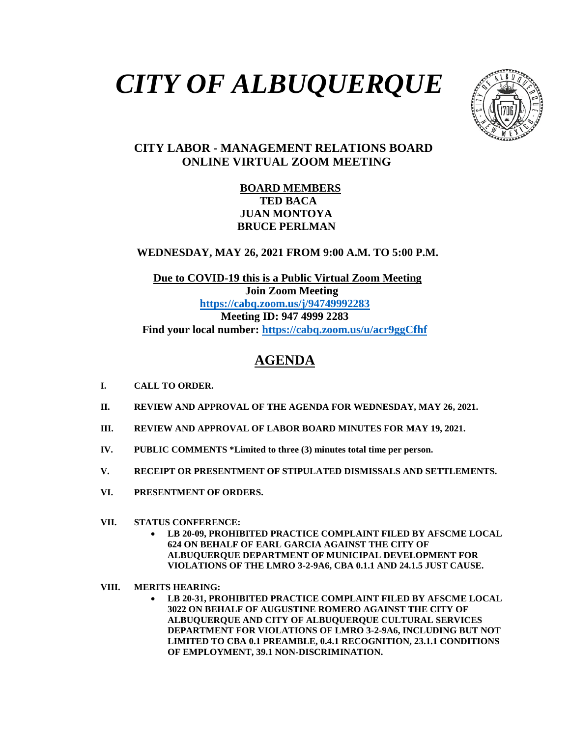# *CITY OF ALBUQUERQUE*

## CITY LABOR - MANAGEMENT RELATIONS BOARD
## ONLINE VIRTUAL ZOOM MEETING

**BOARD MEMBERS**
**TED BACA**
**JUAN MONTOYA**
**BRUCE PERLMAN**

**WEDNESDAY, MAY 26, 2021 FROM 9:00 A.M. TO 5:00 P.M.**

**Due to COVID-19 this is a Public Virtual Zoom Meeting**
**Join Zoom Meeting**
**https://cabq.zoom.us/j/94749992283**
**Meeting ID: 947 4999 2283**
**Find your local number: https://cabq.zoom.us/u/acr9ggCfhf**

## AGENDA

**I. CALL TO ORDER.**

**II. REVIEW AND APPROVAL OF THE AGENDA FOR WEDNESDAY, MAY 26, 2021.**

**III. REVIEW AND APPROVAL OF LABOR BOARD MINUTES FOR MAY 19, 2021.**

**IV. PUBLIC COMMENTS *Limited to three (3) minutes total time per person.**

**V. RECEIPT OR PRESENTMENT OF STIPULATED DISMISSALS AND SETTLEMENTS.**

**VI. PRESENTMENT OF ORDERS.**

**VII. STATUS CONFERENCE:**

- **LB 20-09, PROHIBITED PRACTICE COMPLAINT FILED BY AFSCME LOCAL 624 ON BEHALF OF EARL GARCIA AGAINST THE CITY OF ALBUQUERQUE DEPARTMENT OF MUNICIPAL DEVELOPMENT FOR VIOLATIONS OF THE LMRO 3-2-9A6, CBA 0.1.1 AND 24.1.5 JUST CAUSE.**

**VIII. MERITS HEARING:**

- **LB 20-31, PROHIBITED PRACTICE COMPLAINT FILED BY AFSCME LOCAL 3022 ON BEHALF OF AUGUSTINE ROMERO AGAINST THE CITY OF ALBUQUERQUE AND CITY OF ALBUQUERQUE CULTURAL SERVICES DEPARTMENT FOR VIOLATIONS OF LMRO 3-2-9A6, INCLUDING BUT NOT LIMITED TO CBA 0.1 PREAMBLE, 0.4.1 RECOGNITION, 23.1.1 CONDITIONS OF EMPLOYMENT, 39.1 NON-DISCRIMINATION.**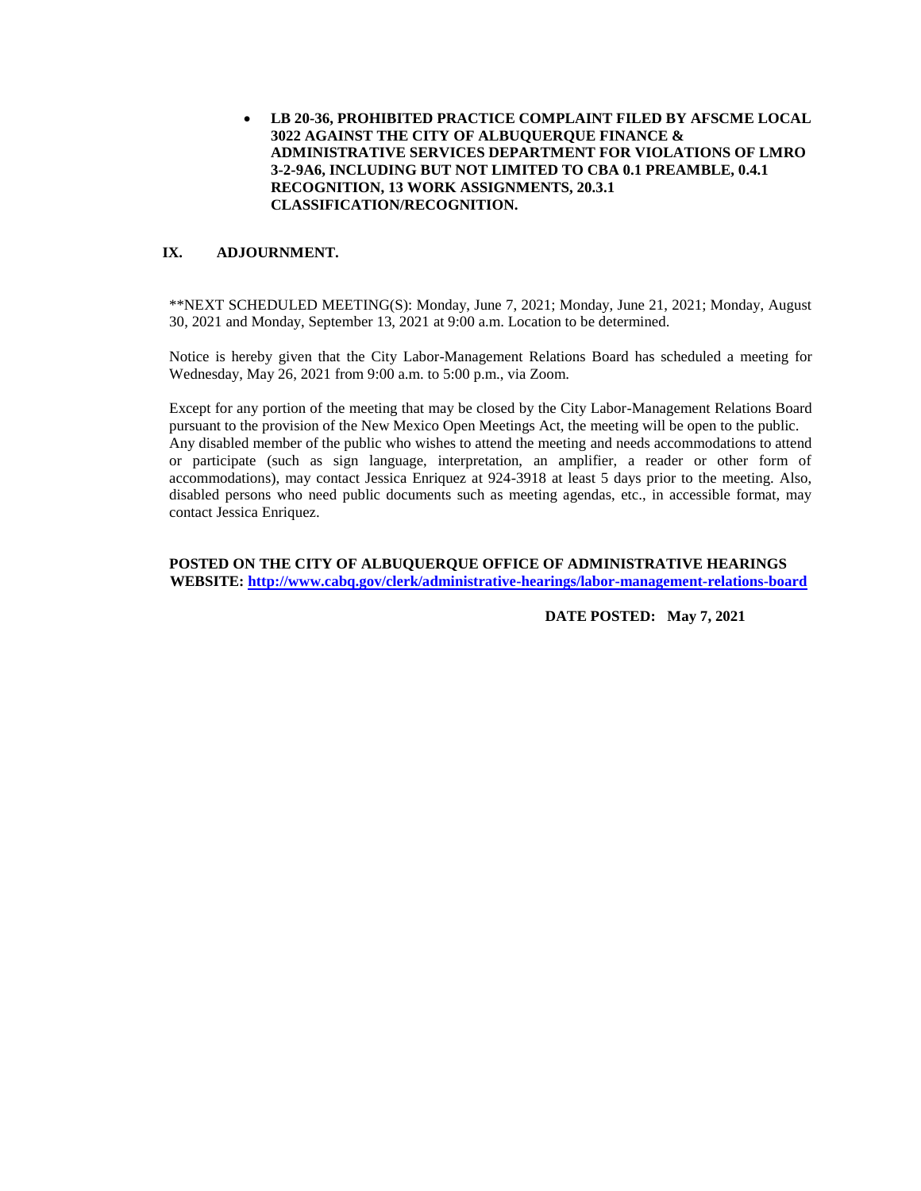- **LB 20-36, PROHIBITED PRACTICE COMPLAINT FILED BY AFSCME LOCAL 3022 AGAINST THE CITY OF ALBUQUERQUE FINANCE & ADMINISTRATIVE SERVICES DEPARTMENT FOR VIOLATIONS OF LMRO 3-2-9A6, INCLUDING BUT NOT LIMITED TO CBA 0.1 PREAMBLE, 0.4.1 RECOGNITION, 13 WORK ASSIGNMENTS, 20.3.1 CLASSIFICATION/RECOGNITION.**

## IX. ADJOURNMENT.

**NEXT SCHEDULED MEETING(S): Monday, June 7, 2021; Monday, June 21, 2021; Monday, August 30, 2021 and Monday, September 13, 2021 at 9:00 a.m. Location to be determined.

Notice is hereby given that the City Labor-Management Relations Board has scheduled a meeting for Wednesday, May 26, 2021 from 9:00 a.m. to 5:00 p.m., via Zoom.

Except for any portion of the meeting that may be closed by the City Labor-Management Relations Board pursuant to the provision of the New Mexico Open Meetings Act, the meeting will be open to the public. Any disabled member of the public who wishes to attend the meeting and needs accommodations to attend or participate (such as sign language, interpretation, an amplifier, a reader or other form of accommodations), may contact Jessica Enriquez at 924-3918 at least 5 days prior to the meeting. Also, disabled persons who need public documents such as meeting agendas, etc., in accessible format, may contact Jessica Enriquez.

**POSTED ON THE CITY OF ALBUQUERQUE OFFICE OF ADMINISTRATIVE HEARINGS WEBSITE: http://www.cabq.gov/clerk/administrative-hearings/labor-management-relations-board**

**DATE POSTED: May 7, 2021**